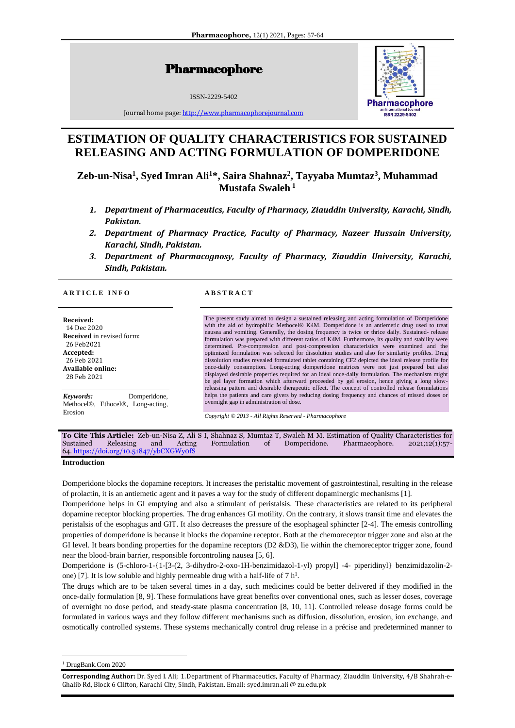# Pharmacophore

ISSN-2229-5402

Journal home page: http://www.pharmacophorejournal.com

# ESTIMATION OF QUALITY CHARACTERISTICS FOR SUSTAINED RELEASING AND ACTING FORMULATION OF DOMPERIDONE

**Zeb-un-Nisa[1], Syed Imran Ali[1]*, Saira Shahnaz[2], Tayyaba Mumtaz[3], Muhammad Mustafa Swaleh [1]**

1. *Department of Pharmaceutics, Faculty of Pharmacy, Ziauddin University, Karachi, Sindh, Pakistan.*
2. *Department of Pharmacy Practice, Faculty of Pharmacy, Nazeer Hussain University, Karachi, Sindh, Pakistan.*
3. *Department of Pharmacognosy, Faculty of Pharmacy, Ziauddin University, Karachi, Sindh, Pakistan.*

**ARTICLE INFO**

**Received:**
14 Dec 2020
**Received** in revised form:
26 Feb2021
**Accepted:**
26 Feb 2021
**Available online:**
28 Feb 2021

***Keywords:*** Domperidone, Methocel®, Ethocel®, Long-acting, Erosion

**ABSTRACT**

The present study aimed to design a sustained releasing and acting formulation of Domperidone with the aid of hydrophilic Methocel® K4M. Domperidone is an antiemetic drug used to treat nausea and vomiting. Generally, the dosing frequency is twice or thrice daily. Sustained- release formulation was prepared with different ratios of K4M. Furthermore, its quality and stability were determined. Pre-compression and post-compression characteristics were examined and the optimized formulation was selected for dissolution studies and also for similarity profiles. Drug dissolution studies revealed formulated tablet containing CF2 depicted the ideal release profile for once-daily consumption. Long-acting domperidone matrices were not just prepared but also displayed desirable properties required for an ideal once-daily formulation. The mechanism might be gel layer formation which afterward proceeded by gel erosion, hence giving a long slow-releasing pattern and desirable therapeutic effect. The concept of controlled release formulations helps the patients and care givers by reducing dosing frequency and chances of missed doses or overnight gap in administration of dose.

*Copyright © 2013 - All Rights Reserved - Pharmacophore*

**To Cite This Article:** Zeb-un-Nisa Z, Ali S I, Shahnaz S, Mumtaz T, Swaleh M M. Estimation of Quality Characteristics for Sustained Releasing and Acting Formulation of Domperidone. Pharmacophore. 2021;12(1):57-64. https://doi.org/10.51847/ybCXGWyofS

**Introduction**

Domperidone blocks the dopamine receptors. It increases the peristaltic movement of gastrointestinal, resulting in the release of prolactin, it is an antiemetic agent and it paves a way for the study of different dopaminergic mechanisms [1].

Domperidone helps in GI emptying and also a stimulant of peristalsis. These characteristics are related to its peripheral dopamine receptor blocking properties. The drug enhances GI motility. On the contrary, it slows transit time and elevates the peristalsis of the esophagus and GIT. It also decreases the pressure of the esophageal sphincter [2-4]. The emesis controlling properties of domperidone is because it blocks the dopamine receptor. Both at the chemoreceptor trigger zone and also at the GI level. It bears bonding properties for the dopamine receptors (D2 &D3), lie within the chemoreceptor trigger zone, found near the blood-brain barrier, responsible forcontroling nausea [5, 6].

Domperidone is (5-chloro-1-{1-[3-(2, 3-dihydro-2-oxo-1H-benzimidazol-1-yl) propyl] -4- piperidinyl} benzimidazolin-2-one) [7]. It is low soluble and highly permeable drug with a half-life of 7 h[1].

The drugs which are to be taken several times in a day, such medicines could be better delivered if they modified in the once-daily formulation [8, 9]. These formulations have great benefits over conventional ones, such as lesser doses, coverage of overnight no dose period, and steady-state plasma concentration [8, 10, 11]. Controlled release dosage forms could be formulated in various ways and they follow different mechanisms such as diffusion, dissolution, erosion, ion exchange, and osmotically controlled systems. These systems mechanically control drug release in a précise and predetermined manner to

[1] DrugBank.Com 2020

**Corresponding Author:** Dr. Syed I. Ali; 1.Department of Pharmaceutics, Faculty of Pharmacy, Ziauddin University, 4/B Shahrah-e-Ghalib Rd, Block 6 Clifton, Karachi City, Sindh, Pakistan. Email: syed.imran.ali @ zu.edu.pk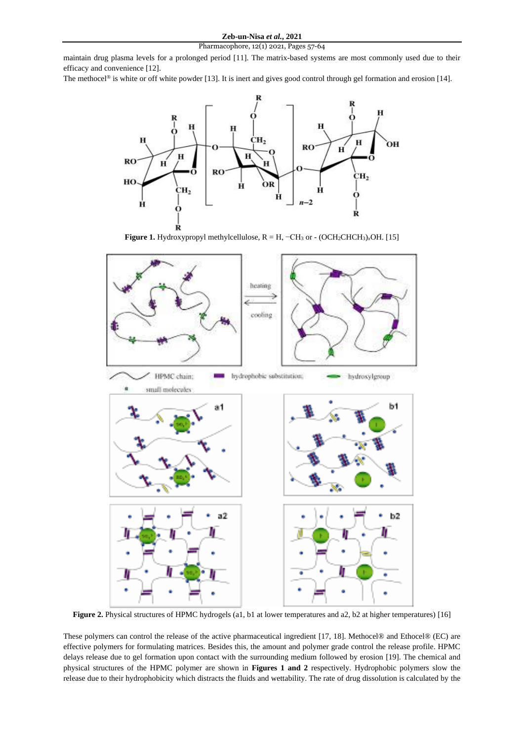maintain drug plasma levels for a prolonged period [11]. The matrix-based systems are most commonly used due to their efficacy and convenience [12].

The methocel® is white or off white powder [13]. It is inert and gives good control through gel formation and erosion [14].

**Figure 1.** Hydroxypropyl methylcellulose, R = H, $-CH_3$ or - $(OCH_2CHCH_3)_xOH$. [15]

**Figure 2.** Physical structures of HPMC hydrogels (a1, b1 at lower temperatures and a2, b2 at higher temperatures) [16]

These polymers can control the release of the active pharmaceutical ingredient [17, 18]. Methocel® and Ethocel® (EC) are effective polymers for formulating matrices. Besides this, the amount and polymer grade control the release profile. HPMC delays release due to gel formation upon contact with the surrounding medium followed by erosion [19]. The chemical and physical structures of the HPMC polymer are shown in **Figures 1 and 2** respectively. Hydrophobic polymers slow the release due to their hydrophobicity which distracts the fluids and wettability. The rate of drug dissolution is calculated by the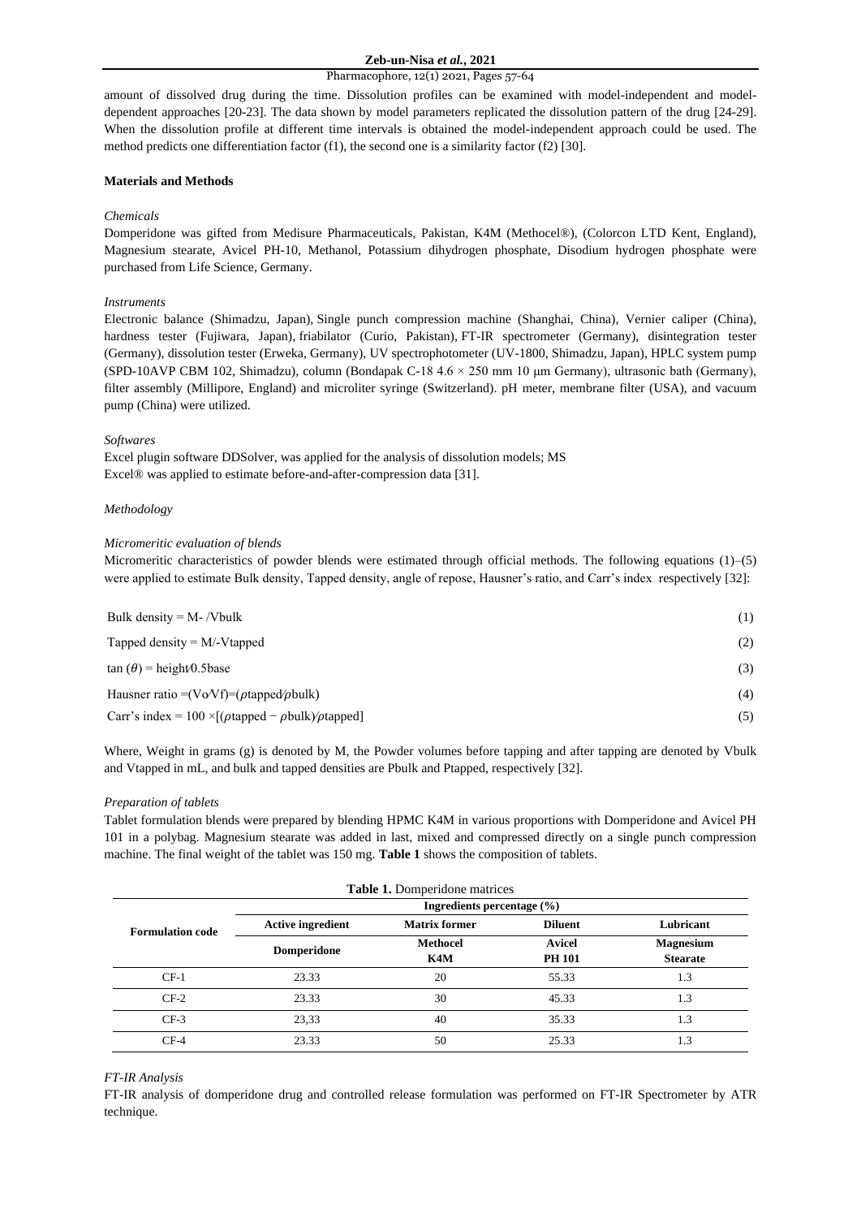amount of dissolved drug during the time. Dissolution profiles can be examined with model-independent and model-dependent approaches [20-23]. The data shown by model parameters replicated the dissolution pattern of the drug [24-29]. When the dissolution profile at different time intervals is obtained the model-independent approach could be used. The method predicts one differentiation factor (f1), the second one is a similarity factor (f2) [30].

## Materials and Methods

### *Chemicals*

Domperidone was gifted from Medisure Pharmaceuticals, Pakistan, K4M (Methocel®), (Colorcon LTD Kent, England), Magnesium stearate, Avicel PH-10, Methanol, Potassium dihydrogen phosphate, Disodium hydrogen phosphate were purchased from Life Science, Germany.

### *Instruments*

Electronic balance (Shimadzu, Japan), Single punch compression machine (Shanghai, China), Vernier caliper (China), hardness tester (Fujiwara, Japan), friabilator (Curio, Pakistan), FT-IR spectrometer (Germany), disintegration tester (Germany), dissolution tester (Erweka, Germany), UV spectrophotometer (UV-1800, Shimadzu, Japan), HPLC system pump (SPD-10AVP CBM 102, Shimadzu), column (Bondapak C-18 4.6 × 250 mm 10 μm Germany), ultrasonic bath (Germany), filter assembly (Millipore, England) and microliter syringe (Switzerland). pH meter, membrane filter (USA), and vacuum pump (China) were utilized.

### *Softwares*

Excel plugin software DDSolver, was applied for the analysis of dissolution models; MS Excel® was applied to estimate before-and-after-compression data [31].

### *Methodology*

#### *Micromeritic evaluation of blends*

Micromeritic characteristics of powder blends were estimated through official methods. The following equations (1)–(5) were applied to estimate Bulk density, Tapped density, angle of repose, Hausner's ratio, and Carr's index respectively [32]:

$$\text{Bulk density} = M\text{-} / V_{bulk} \tag{1}$$

$$\text{Tapped density} = M/\text{-}V_{tapped} \tag{2}$$

$$\tan(\theta) = \text{height}/0.5\text{base} \tag{3}$$

$$\text{Hausner ratio} = (V_o/V_f) = (\rho_{tapped}/\rho_{bulk}) \tag{4}$$

$$\text{Carr's index} = 100 \times [(\rho_{tapped} - \rho_{bulk})/\rho_{tapped}] \tag{5}$$

Where, Weight in grams (g) is denoted by M, the Powder volumes before tapping and after tapping are denoted by Vbulk and Vtapped in mL, and bulk and tapped densities are Pbulk and Ptapped, respectively [32].

#### *Preparation of tablets*

Tablet formulation blends were prepared by blending HPMC K4M in various proportions with Domperidone and Avicel PH 101 in a polybag. Magnesium stearate was added in last, mixed and compressed directly on a single punch compression machine. The final weight of the tablet was 150 mg. **Table 1** shows the composition of tablets.

**Table 1.** Domperidone matrices

| Formulation code | Ingredients percentage (%) | | | |
|---|---|---|---|---|
| | **Active ingredient** | **Matrix former** | **Diluent** | **Lubricant** |
| | **Domperidone** | **Methocel K4M** | **Avicel PH 101** | **Magnesium Stearate** |
| CF-1 | 23.33 | 20 | 55.33 | 1.3 |
| CF-2 | 23.33 | 30 | 45.33 | 1.3 |
| CF-3 | 23,33 | 40 | 35.33 | 1.3 |
| CF-4 | 23.33 | 50 | 25.33 | 1.3 |

#### *FT-IR Analysis*

FT-IR analysis of domperidone drug and controlled release formulation was performed on FT-IR Spectrometer by ATR technique.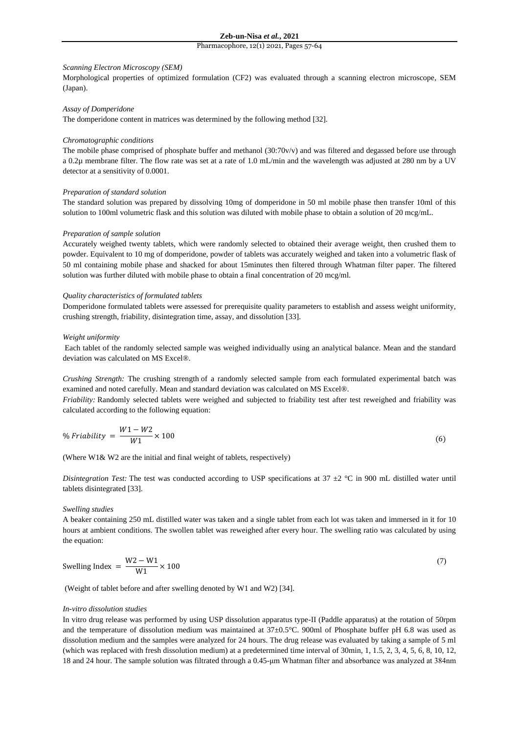*Scanning Electron Microscopy (SEM)*

Morphological properties of optimized formulation (CF2) was evaluated through a scanning electron microscope, SEM (Japan).

*Assay of Domperidone*

The domperidone content in matrices was determined by the following method [32].

*Chromatographic conditions*

The mobile phase comprised of phosphate buffer and methanol (30:70v/v) and was filtered and degassed before use through a 0.2µ membrane filter. The flow rate was set at a rate of 1.0 mL/min and the wavelength was adjusted at 280 nm by a UV detector at a sensitivity of 0.0001.

*Preparation of standard solution*

The standard solution was prepared by dissolving 10mg of domperidone in 50 ml mobile phase then transfer 10ml of this solution to 100ml volumetric flask and this solution was diluted with mobile phase to obtain a solution of 20 mcg/mL.

*Preparation of sample solution*

Accurately weighed twenty tablets, which were randomly selected to obtained their average weight, then crushed them to powder. Equivalent to 10 mg of domperidone, powder of tablets was accurately weighed and taken into a volumetric flask of 50 ml containing mobile phase and shacked for about 15minutes then filtered through Whatman filter paper. The filtered solution was further diluted with mobile phase to obtain a final concentration of 20 mcg/ml.

*Quality characteristics of formulated tablets*

Domperidone formulated tablets were assessed for prerequisite quality parameters to establish and assess weight uniformity, crushing strength, friability, disintegration time, assay, and dissolution [33].

*Weight uniformity*

Each tablet of the randomly selected sample was weighed individually using an analytical balance. Mean and the standard deviation was calculated on MS Excel®.

*Crushing Strength:* The crushing strength of a randomly selected sample from each formulated experimental batch was examined and noted carefully. Mean and standard deviation was calculated on MS Excel®.

*Friability:* Randomly selected tablets were weighed and subjected to friability test after test reweighed and friability was calculated according to the following equation:

$$\% \, Friability = \frac{W1 - W2}{W1} \times 100 \tag{6}$$

(Where W1& W2 are the initial and final weight of tablets, respectively)

*Disintegration Test:* The test was conducted according to USP specifications at 37 ±2 °C in 900 mL distilled water until tablets disintegrated [33].

*Swelling studies*

A beaker containing 250 mL distilled water was taken and a single tablet from each lot was taken and immersed in it for 10 hours at ambient conditions. The swollen tablet was reweighed after every hour. The swelling ratio was calculated by using the equation:

$$\text{Swelling Index} = \frac{\text{W2} - \text{W1}}{\text{W1}} \times 100 \tag{7}$$

(Weight of tablet before and after swelling denoted by W1 and W2) [34].

*In-vitro dissolution studies*

In vitro drug release was performed by using USP dissolution apparatus type-II (Paddle apparatus) at the rotation of 50rpm and the temperature of dissolution medium was maintained at 37±0.5°C. 900ml of Phosphate buffer pH 6.8 was used as dissolution medium and the samples were analyzed for 24 hours. The drug release was evaluated by taking a sample of 5 ml (which was replaced with fresh dissolution medium) at a predetermined time interval of 30min, 1, 1.5, 2, 3, 4, 5, 6, 8, 10, 12, 18 and 24 hour. The sample solution was filtrated through a 0.45-µm Whatman filter and absorbance was analyzed at 384nm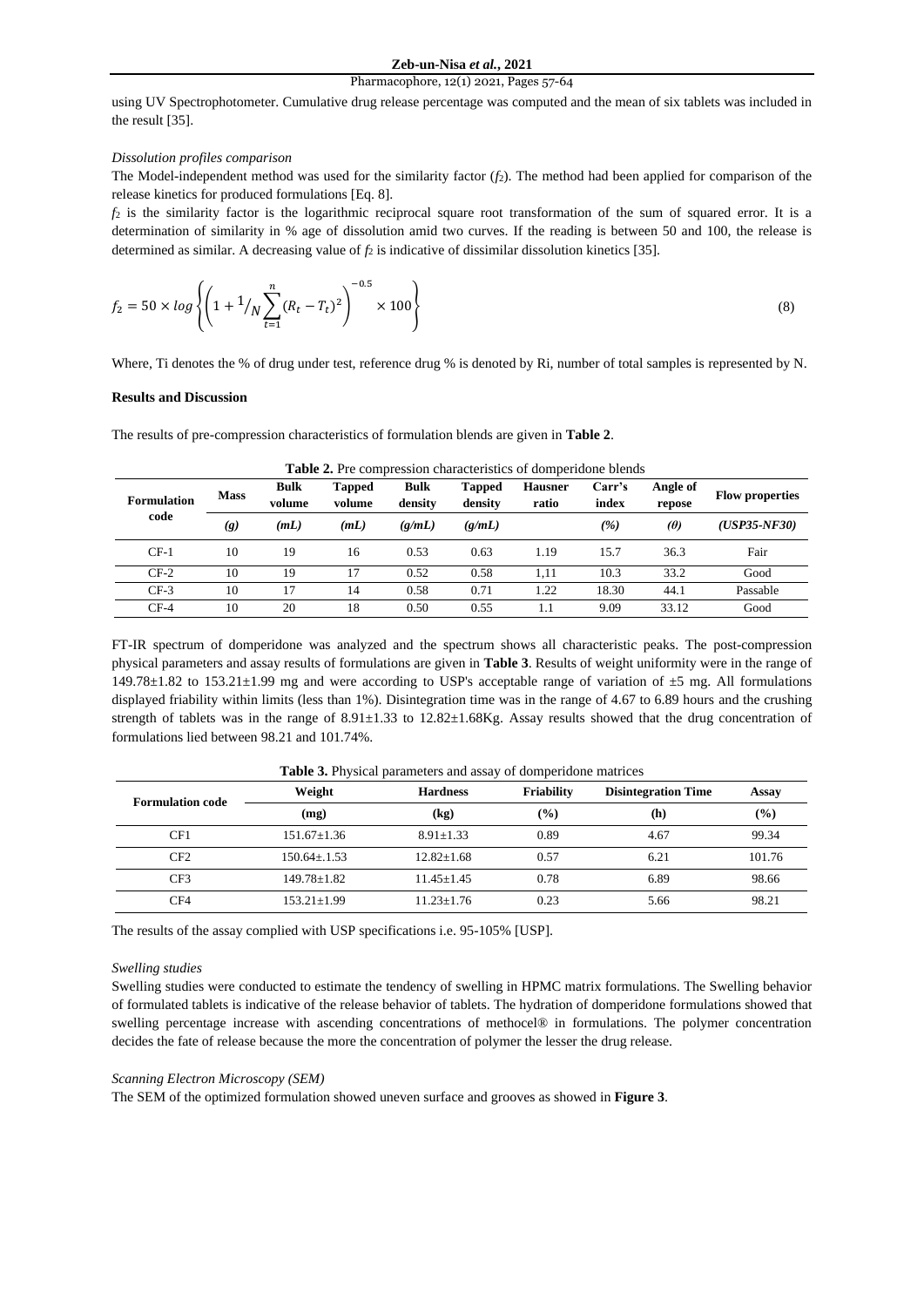using UV Spectrophotometer. Cumulative drug release percentage was computed and the mean of six tablets was included in the result [35].

*Dissolution profiles comparison*

The Model-independent method was used for the similarity factor ($f_2$). The method had been applied for comparison of the release kinetics for produced formulations [Eq. 8].

$f_2$ is the similarity factor is the logarithmic reciprocal square root transformation of the sum of squared error. It is a determination of similarity in % age of dissolution amid two curves. If the reading is between 50 and 100, the release is determined as similar. A decreasing value of $f_2$ is indicative of dissimilar dissolution kinetics [35].

$$f_2 = 50 \times log\left\{\left(1 + {}^{1}/_{N}\sum_{t=1}^{n}(R_t - T_t)^2\right)^{-0.5} \times 100\right\} \tag{8}$$

Where, Ti denotes the % of drug under test, reference drug % is denoted by Ri, number of total samples is represented by N.

**Results and Discussion**

The results of pre-compression characteristics of formulation blends are given in **Table 2**.

**Table 2.** Pre compression characteristics of domperidone blends

| Formulation code | Mass *(g)* | Bulk volume *(mL)* | Tapped volume *(mL)* | Bulk density *(g/mL)* | Tapped density *(g/mL)* | Hausner ratio | Carr's index *(%)* | Angle of repose *(θ)* | Flow properties *(USP35-NF30)* |
|---|---|---|---|---|---|---|---|---|---|
| CF-1 | 10 | 19 | 16 | 0.53 | 0.63 | 1.19 | 15.7 | 36.3 | Fair |
| CF-2 | 10 | 19 | 17 | 0.52 | 0.58 | 1,11 | 10.3 | 33.2 | Good |
| CF-3 | 10 | 17 | 14 | 0.58 | 0.71 | 1.22 | 18.30 | 44.1 | Passable |
| CF-4 | 10 | 20 | 18 | 0.50 | 0.55 | 1.1 | 9.09 | 33.12 | Good |

FT-IR spectrum of domperidone was analyzed and the spectrum shows all characteristic peaks. The post-compression physical parameters and assay results of formulations are given in **Table 3**. Results of weight uniformity were in the range of 149.78±1.82 to 153.21±1.99 mg and were according to USP's acceptable range of variation of ±5 mg. All formulations displayed friability within limits (less than 1%). Disintegration time was in the range of 4.67 to 6.89 hours and the crushing strength of tablets was in the range of 8.91±1.33 to 12.82±1.68Kg. Assay results showed that the drug concentration of formulations lied between 98.21 and 101.74%.

**Table 3.** Physical parameters and assay of domperidone matrices

| Formulation code | Weight (mg) | Hardness (kg) | Friability (%) | Disintegration Time (h) | Assay (%) |
|---|---|---|---|---|---|
| CF1 | 151.67±1.36 | 8.91±1.33 | 0.89 | 4.67 | 99.34 |
| CF2 | 150.64±.1.53 | 12.82±1.68 | 0.57 | 6.21 | 101.76 |
| CF3 | 149.78±1.82 | 11.45±1.45 | 0.78 | 6.89 | 98.66 |
| CF4 | 153.21±1.99 | 11.23±1.76 | 0.23 | 5.66 | 98.21 |

The results of the assay complied with USP specifications i.e. 95-105% [USP].

*Swelling studies*

Swelling studies were conducted to estimate the tendency of swelling in HPMC matrix formulations. The Swelling behavior of formulated tablets is indicative of the release behavior of tablets. The hydration of domperidone formulations showed that swelling percentage increase with ascending concentrations of methocel® in formulations. The polymer concentration decides the fate of release because the more the concentration of polymer the lesser the drug release.

*Scanning Electron Microscopy (SEM)*

The SEM of the optimized formulation showed uneven surface and grooves as showed in **Figure 3**.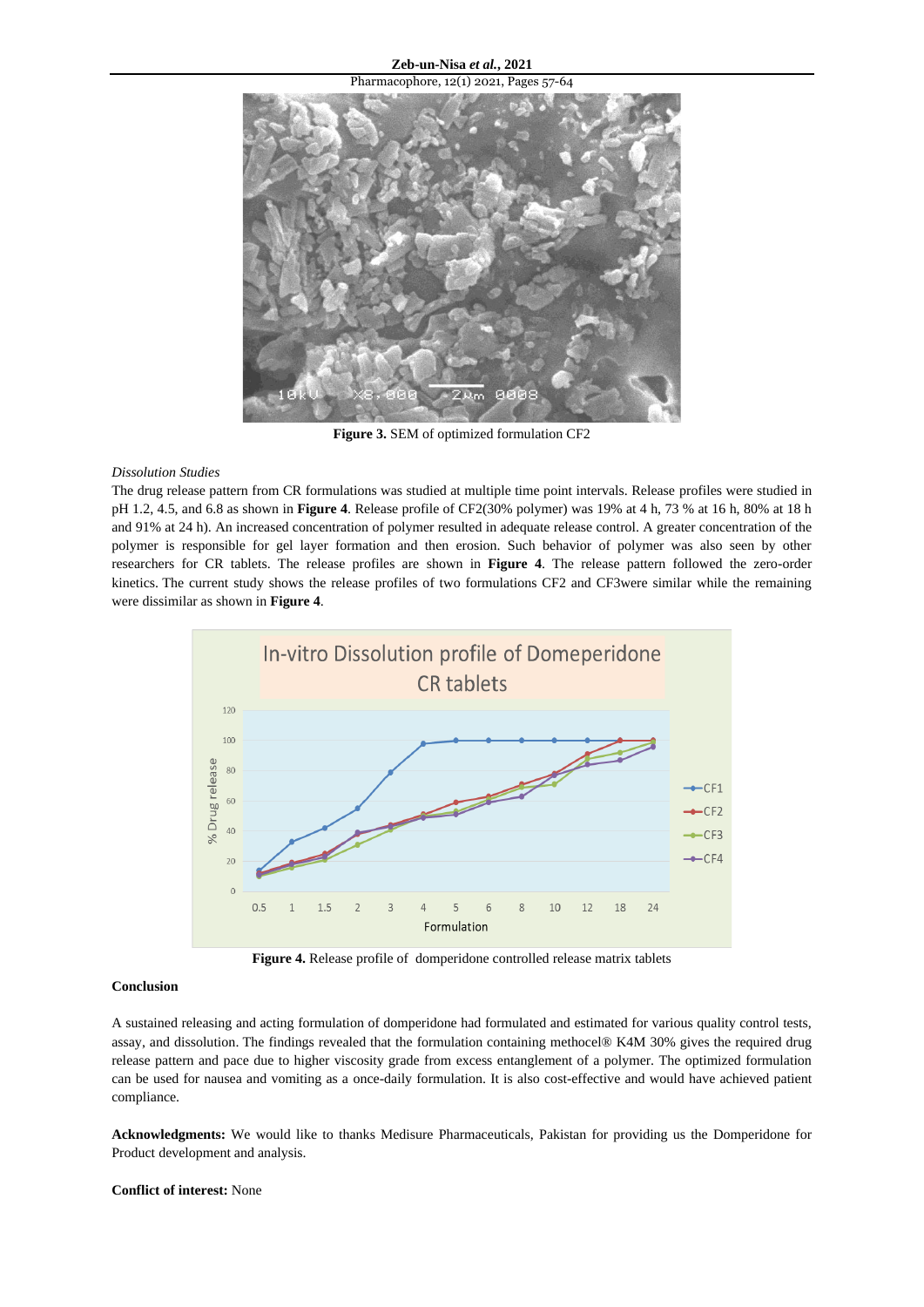Figure 3. SEM of optimized formulation CF2

*Dissolution Studies*

The drug release pattern from CR formulations was studied at multiple time point intervals. Release profiles were studied in pH 1.2, 4.5, and 6.8 as shown in **Figure 4**. Release profile of CF2(30% polymer) was 19% at 4 h, 73 % at 16 h, 80% at 18 h and 91% at 24 h). An increased concentration of polymer resulted in adequate release control. A greater concentration of the polymer is responsible for gel layer formation and then erosion. Such behavior of polymer was also seen by other researchers for CR tablets. The release profiles are shown in **Figure 4**. The release pattern followed the zero-order kinetics. The current study shows the release profiles of two formulations CF2 and CF3were similar while the remaining were dissimilar as shown in **Figure 4**.

**Figure 4.** Release profile of domperidone controlled release matrix tablets

**Conclusion**

A sustained releasing and acting formulation of domperidone had formulated and estimated for various quality control tests, assay, and dissolution. The findings revealed that the formulation containing methocel® K4M 30% gives the required drug release pattern and pace due to higher viscosity grade from excess entanglement of a polymer. The optimized formulation can be used for nausea and vomiting as a once-daily formulation. It is also cost-effective and would have achieved patient compliance.

**Acknowledgments:** We would like to thanks Medisure Pharmaceuticals, Pakistan for providing us the Domperidone for Product development and analysis.

**Conflict of interest:** None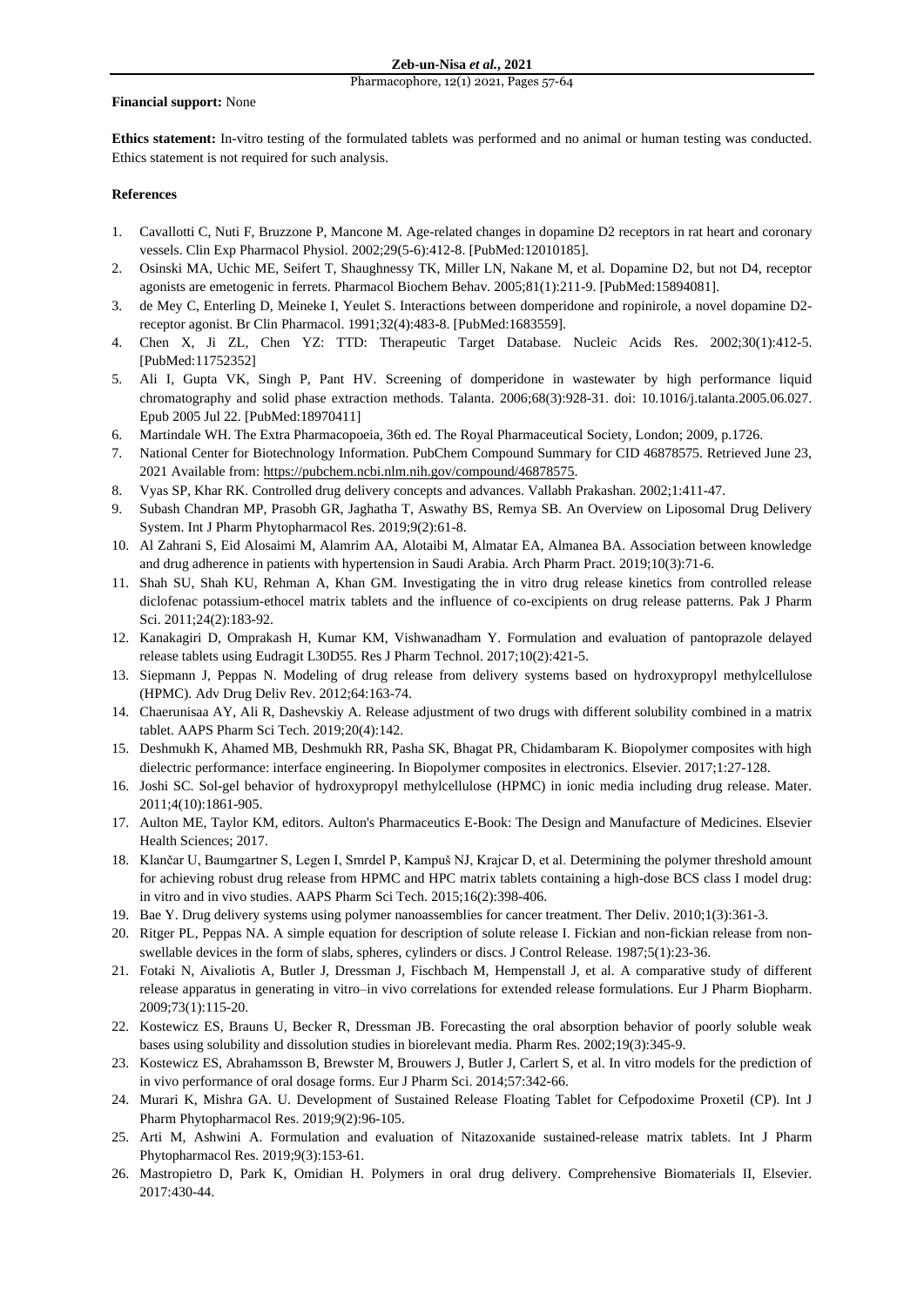**Financial support:** None

**Ethics statement:** In-vitro testing of the formulated tablets was performed and no animal or human testing was conducted. Ethics statement is not required for such analysis.

## References

1. Cavallotti C, Nuti F, Bruzzone P, Mancone M. Age-related changes in dopamine D2 receptors in rat heart and coronary vessels. Clin Exp Pharmacol Physiol. 2002;29(5-6):412-8. [PubMed:12010185].
2. Osinski MA, Uchic ME, Seifert T, Shaughnessy TK, Miller LN, Nakane M, et al. Dopamine D2, but not D4, receptor agonists are emetogenic in ferrets. Pharmacol Biochem Behav. 2005;81(1):211-9. [PubMed:15894081].
3. de Mey C, Enterling D, Meineke I, Yeulet S. Interactions between domperidone and ropinirole, a novel dopamine D2-receptor agonist. Br Clin Pharmacol. 1991;32(4):483-8. [PubMed:1683559].
4. Chen X, Ji ZL, Chen YZ: TTD: Therapeutic Target Database. Nucleic Acids Res. 2002;30(1):412-5. [PubMed:11752352]
5. Ali I, Gupta VK, Singh P, Pant HV. Screening of domperidone in wastewater by high performance liquid chromatography and solid phase extraction methods. Talanta. 2006;68(3):928-31. doi: 10.1016/j.talanta.2005.06.027. Epub 2005 Jul 22. [PubMed:18970411]
6. Martindale WH. The Extra Pharmacopoeia, 36th ed. The Royal Pharmaceutical Society, London; 2009, p.1726.
7. National Center for Biotechnology Information. PubChem Compound Summary for CID 46878575. Retrieved June 23, 2021 Available from: https://pubchem.ncbi.nlm.nih.gov/compound/46878575.
8. Vyas SP, Khar RK. Controlled drug delivery concepts and advances. Vallabh Prakashan. 2002;1:411-47.
9. Subash Chandran MP, Prasobh GR, Jaghatha T, Aswathy BS, Remya SB. An Overview on Liposomal Drug Delivery System. Int J Pharm Phytopharmacol Res. 2019;9(2):61-8.
10. Al Zahrani S, Eid Alosaimi M, Alamrim AA, Alotaibi M, Almatar EA, Almanea BA. Association between knowledge and drug adherence in patients with hypertension in Saudi Arabia. Arch Pharm Pract. 2019;10(3):71-6.
11. Shah SU, Shah KU, Rehman A, Khan GM. Investigating the in vitro drug release kinetics from controlled release diclofenac potassium-ethocel matrix tablets and the influence of co-excipients on drug release patterns. Pak J Pharm Sci. 2011;24(2):183-92.
12. Kanakagiri D, Omprakash H, Kumar KM, Vishwanadham Y. Formulation and evaluation of pantoprazole delayed release tablets using Eudragit L30D55. Res J Pharm Technol. 2017;10(2):421-5.
13. Siepmann J, Peppas N. Modeling of drug release from delivery systems based on hydroxypropyl methylcellulose (HPMC). Adv Drug Deliv Rev. 2012;64:163-74.
14. Chaerunisaa AY, Ali R, Dashevskiy A. Release adjustment of two drugs with different solubility combined in a matrix tablet. AAPS Pharm Sci Tech. 2019;20(4):142.
15. Deshmukh K, Ahamed MB, Deshmukh RR, Pasha SK, Bhagat PR, Chidambaram K. Biopolymer composites with high dielectric performance: interface engineering. In Biopolymer composites in electronics. Elsevier. 2017;1:27-128.
16. Joshi SC. Sol-gel behavior of hydroxypropyl methylcellulose (HPMC) in ionic media including drug release. Mater. 2011;4(10):1861-905.
17. Aulton ME, Taylor KM, editors. Aulton's Pharmaceutics E-Book: The Design and Manufacture of Medicines. Elsevier Health Sciences; 2017.
18. Klančar U, Baumgartner S, Legen I, Smrdel P, Kampuš NJ, Krajcar D, et al. Determining the polymer threshold amount for achieving robust drug release from HPMC and HPC matrix tablets containing a high-dose BCS class I model drug: in vitro and in vivo studies. AAPS Pharm Sci Tech. 2015;16(2):398-406.
19. Bae Y. Drug delivery systems using polymer nanoassemblies for cancer treatment. Ther Deliv. 2010;1(3):361-3.
20. Ritger PL, Peppas NA. A simple equation for description of solute release I. Fickian and non-fickian release from non-swellable devices in the form of slabs, spheres, cylinders or discs. J Control Release. 1987;5(1):23-36.
21. Fotaki N, Aivaliotis A, Butler J, Dressman J, Fischbach M, Hempenstall J, et al. A comparative study of different release apparatus in generating in vitro–in vivo correlations for extended release formulations. Eur J Pharm Biopharm. 2009;73(1):115-20.
22. Kostewicz ES, Brauns U, Becker R, Dressman JB. Forecasting the oral absorption behavior of poorly soluble weak bases using solubility and dissolution studies in biorelevant media. Pharm Res. 2002;19(3):345-9.
23. Kostewicz ES, Abrahamsson B, Brewster M, Brouwers J, Butler J, Carlert S, et al. In vitro models for the prediction of in vivo performance of oral dosage forms. Eur J Pharm Sci. 2014;57:342-66.
24. Murari K, Mishra GA. U. Development of Sustained Release Floating Tablet for Cefpodoxime Proxetil (CP). Int J Pharm Phytopharmacol Res. 2019;9(2):96-105.
25. Arti M, Ashwini A. Formulation and evaluation of Nitazoxanide sustained-release matrix tablets. Int J Pharm Phytopharmacol Res. 2019;9(3):153-61.
26. Mastropietro D, Park K, Omidian H. Polymers in oral drug delivery. Comprehensive Biomaterials II, Elsevier. 2017:430-44.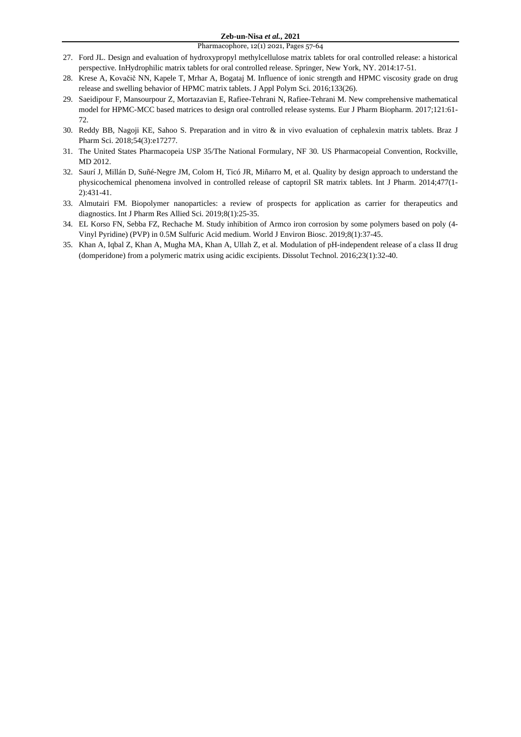27. Ford JL. Design and evaluation of hydroxypropyl methylcellulose matrix tablets for oral controlled release: a historical perspective. InHydrophilic matrix tablets for oral controlled release. Springer, New York, NY. 2014:17-51.
28. Krese A, Kovačič NN, Kapele T, Mrhar A, Bogataj M. Influence of ionic strength and HPMC viscosity grade on drug release and swelling behavior of HPMC matrix tablets. J Appl Polym Sci. 2016;133(26).
29. Saeidipour F, Mansourpour Z, Mortazavian E, Rafiee-Tehrani N, Rafiee-Tehrani M. New comprehensive mathematical model for HPMC-MCC based matrices to design oral controlled release systems. Eur J Pharm Biopharm. 2017;121:61-72.
30. Reddy BB, Nagoji KE, Sahoo S. Preparation and in vitro & in vivo evaluation of cephalexin matrix tablets. Braz J Pharm Sci. 2018;54(3):e17277.
31. The United States Pharmacopeia USP 35/The National Formulary, NF 30. US Pharmacopeial Convention, Rockville, MD 2012.
32. Saurí J, Millán D, Suñé-Negre JM, Colom H, Ticó JR, Miñarro M, et al. Quality by design approach to understand the physicochemical phenomena involved in controlled release of captopril SR matrix tablets. Int J Pharm. 2014;477(1-2):431-41.
33. Almutairi FM. Biopolymer nanoparticles: a review of prospects for application as carrier for therapeutics and diagnostics. Int J Pharm Res Allied Sci. 2019;8(1):25-35.
34. EL Korso FN, Sebba FZ, Rechache M. Study inhibition of Armco iron corrosion by some polymers based on poly (4-Vinyl Pyridine) (PVP) in 0.5M Sulfuric Acid medium. World J Environ Biosc. 2019;8(1):37-45.
35. Khan A, Iqbal Z, Khan A, Mugha MA, Khan A, Ullah Z, et al. Modulation of pH-independent release of a class II drug (domperidone) from a polymeric matrix using acidic excipients. Dissolut Technol. 2016;23(1):32-40.